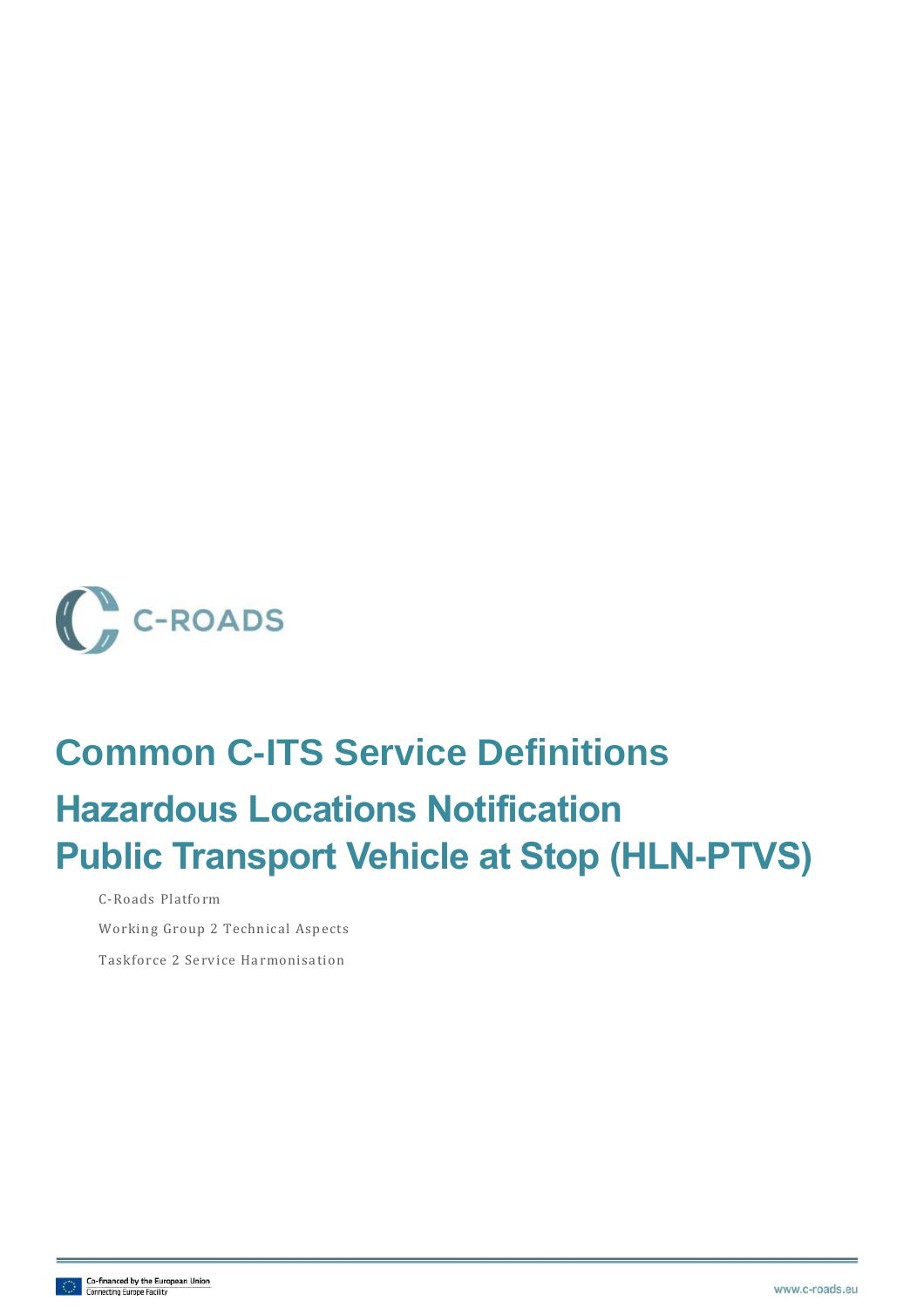C-ROADS

# Common C-ITS Service Definitions

## Hazardous Locations Notification Public Transport Vehicle at Stop (HLN-PTVS)

C-Roads Platform

Working Group 2 Technical Aspects

Taskforce 2 Service Harmonisation

Co-financed by the European Union
Connecting Europe Facility

www.c-roads.eu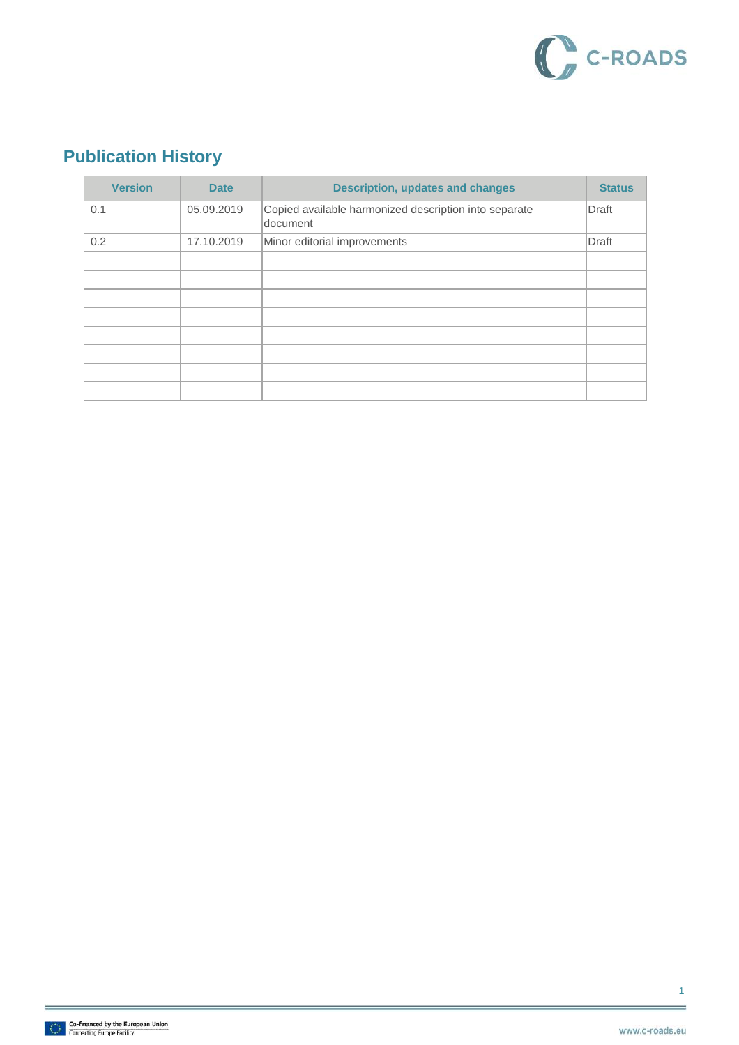## Publication History

| Version | Date | Description, updates and changes | Status |
|---|---|---|---|
| 0.1 | 05.09.2019 | Copied available harmonized description into separate document | Draft |
| 0.2 | 17.10.2019 | Minor editorial improvements | Draft |
| | | | |
| | | | |
| | | | |
| | | | |
| | | | |
| | | | |
| | | | |
| | | | |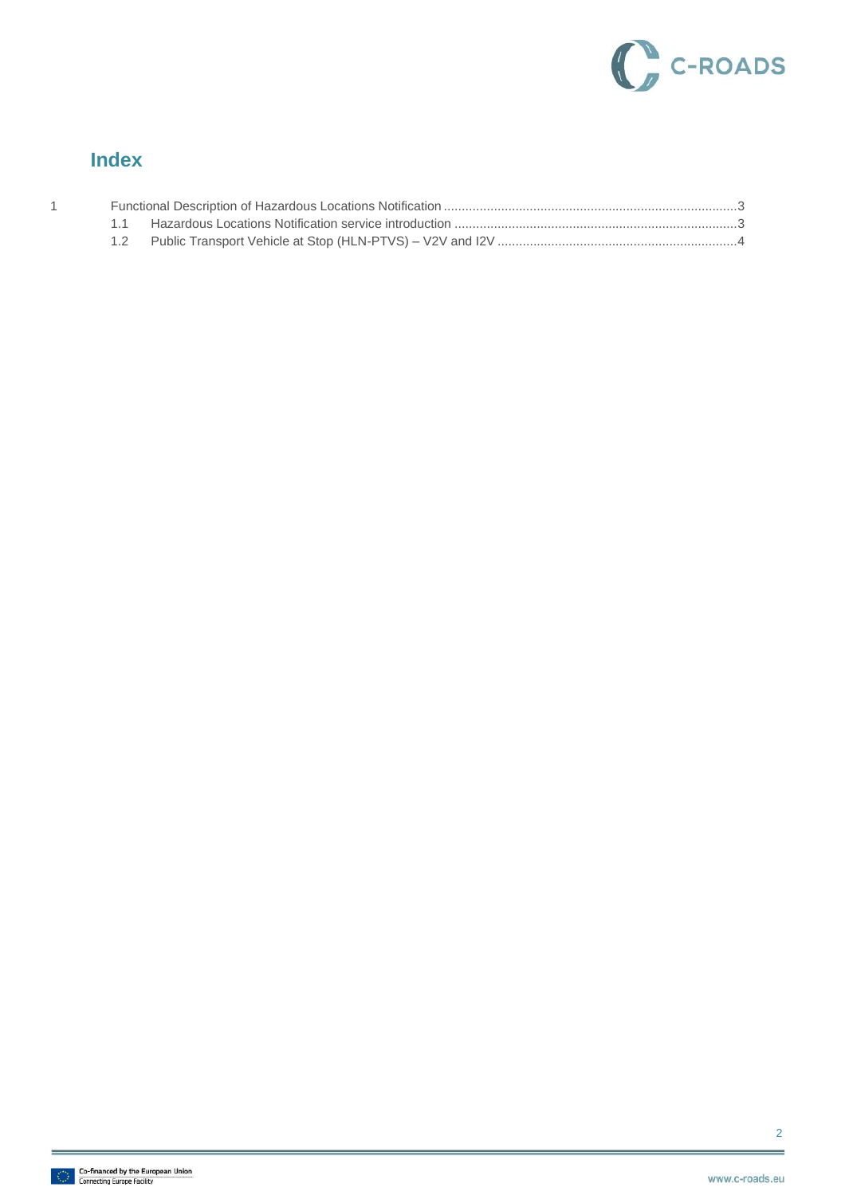## Index

1 Functional Description of Hazardous Locations Notification ........................................................................3

- 1.1 Hazardous Locations Notification service introduction ....................................................................3
- 1.2 Public Transport Vehicle at Stop (HLN-PTVS) – V2V and I2V .........................................................4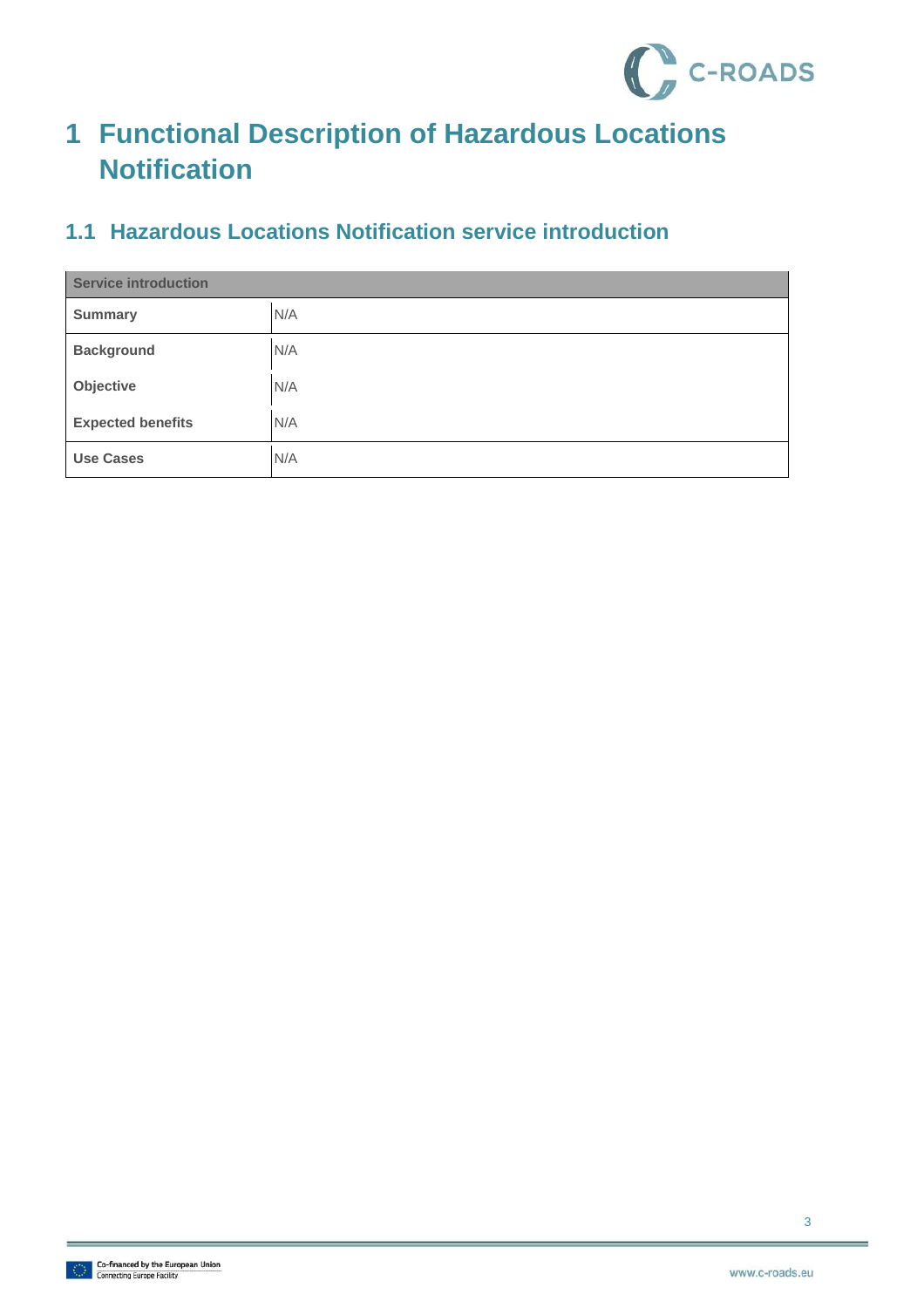# 1 Functional Description of Hazardous Locations Notification

## 1.1 Hazardous Locations Notification service introduction

| Service introduction | |
|---|---|
| **Summary** | N/A |
| **Background** | N/A |
| **Objective** | N/A |
| **Expected benefits** | N/A |
| **Use Cases** | N/A |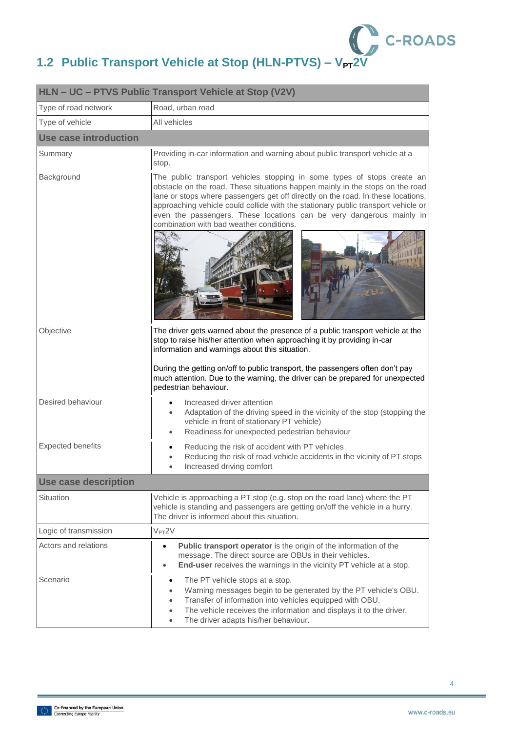## 1.2 Public Transport Vehicle at Stop (HLN-PTVS) – $V_{PT}2V$

| HLN – UC – PTVS Public Transport Vehicle at Stop (V2V) | |
|---|---|
| Type of road network | Road, urban road |
| Type of vehicle | All vehicles |
| **Use case introduction** | |
| Summary | Providing in-car information and warning about public transport vehicle at a stop. |
| Background | The public transport vehicles stopping in some types of stops create an obstacle on the road. These situations happen mainly in the stops on the road lane or stops where passengers get off directly on the road. In these locations, approaching vehicle could collide with the stationary public transport vehicle or even the passengers. These locations can be very dangerous mainly in combination with bad weather conditions. |
| Objective | The driver gets warned about the presence of a public transport vehicle at the stop to raise his/her attention when approaching it by providing in-car information and warnings about this situation.<br><br>During the getting on/off to public transport, the passengers often don't pay much attention. Due to the warning, the driver can be prepared for unexpected pedestrian behaviour. |
| Desired behaviour | • Increased driver attention<br>• Adaptation of the driving speed in the vicinity of the stop (stopping the vehicle in front of stationary PT vehicle)<br>• Readiness for unexpected pedestrian behaviour |
| Expected benefits | • Reducing the risk of accident with PT vehicles<br>• Reducing the risk of road vehicle accidents in the vicinity of PT stops<br>• Increased driving comfort |
| **Use case description** | |
| Situation | Vehicle is approaching a PT stop (e.g. stop on the road lane) where the PT vehicle is standing and passengers are getting on/off the vehicle in a hurry. The driver is informed about this situation. |
| Logic of transmission | $V_{PT}2V$ |
| Actors and relations | • **Public transport operator** is the origin of the information of the message. The direct source are OBUs in their vehicles.<br>• **End-user** receives the warnings in the vicinity PT vehicle at a stop. |
| Scenario | • The PT vehicle stops at a stop.<br>• Warning messages begin to be generated by the PT vehicle's OBU.<br>• Transfer of information into vehicles equipped with OBU.<br>• The vehicle receives the information and displays it to the driver.<br>• The driver adapts his/her behaviour. |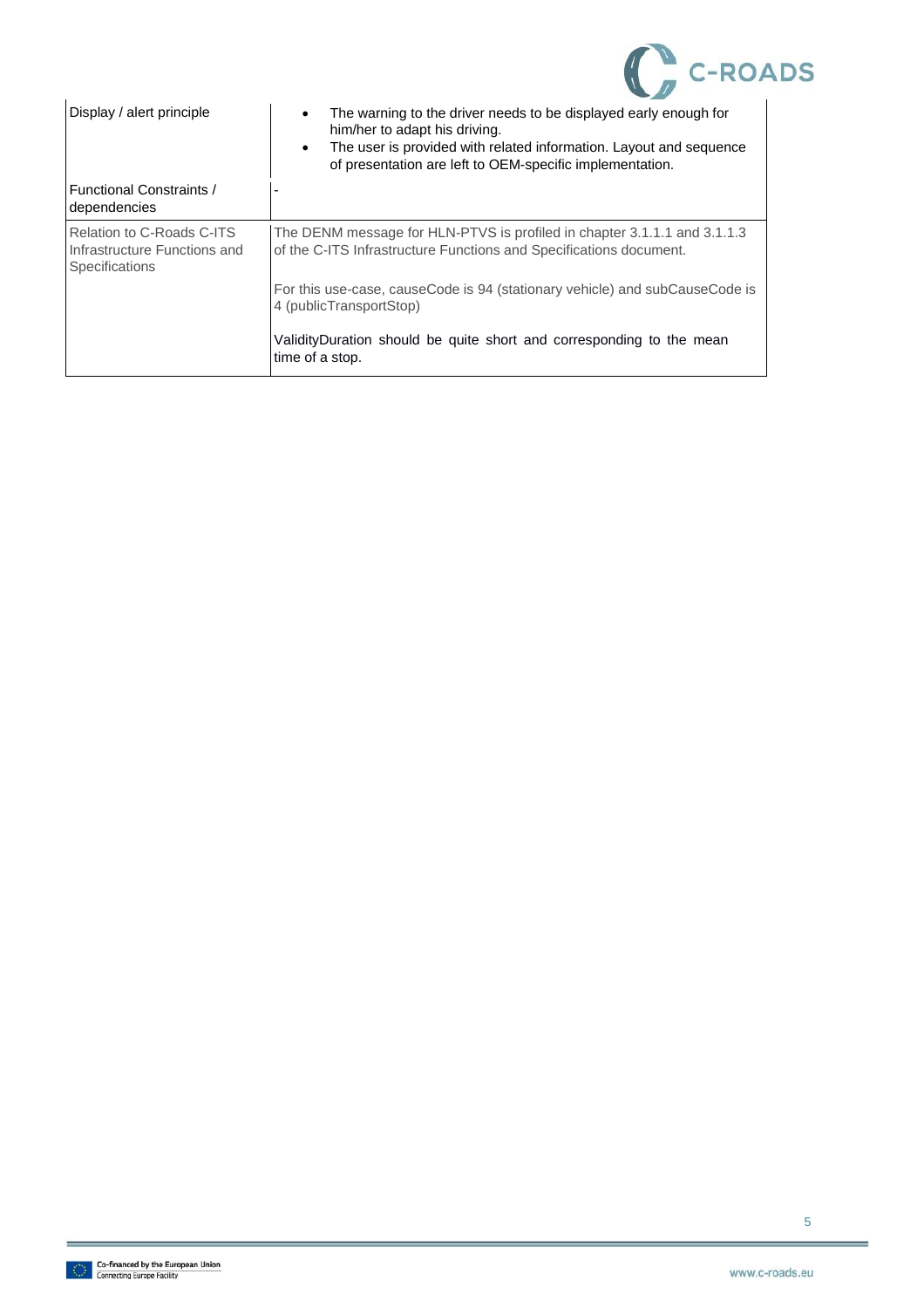| | |
|---|---|
| Display / alert principle | • The warning to the driver needs to be displayed early enough for him/her to adapt his driving.<br>• The user is provided with related information. Layout and sequence of presentation are left to OEM-specific implementation. |
| Functional Constraints / dependencies | - |
| Relation to C-Roads C-ITS Infrastructure Functions and Specifications | The DENM message for HLN-PTVS is profiled in chapter 3.1.1.1 and 3.1.1.3 of the C-ITS Infrastructure Functions and Specifications document.<br><br>For this use-case, causeCode is 94 (stationary vehicle) and subCauseCode is 4 (publicTransportStop)<br><br>ValidityDuration should be quite short and corresponding to the mean time of a stop. |